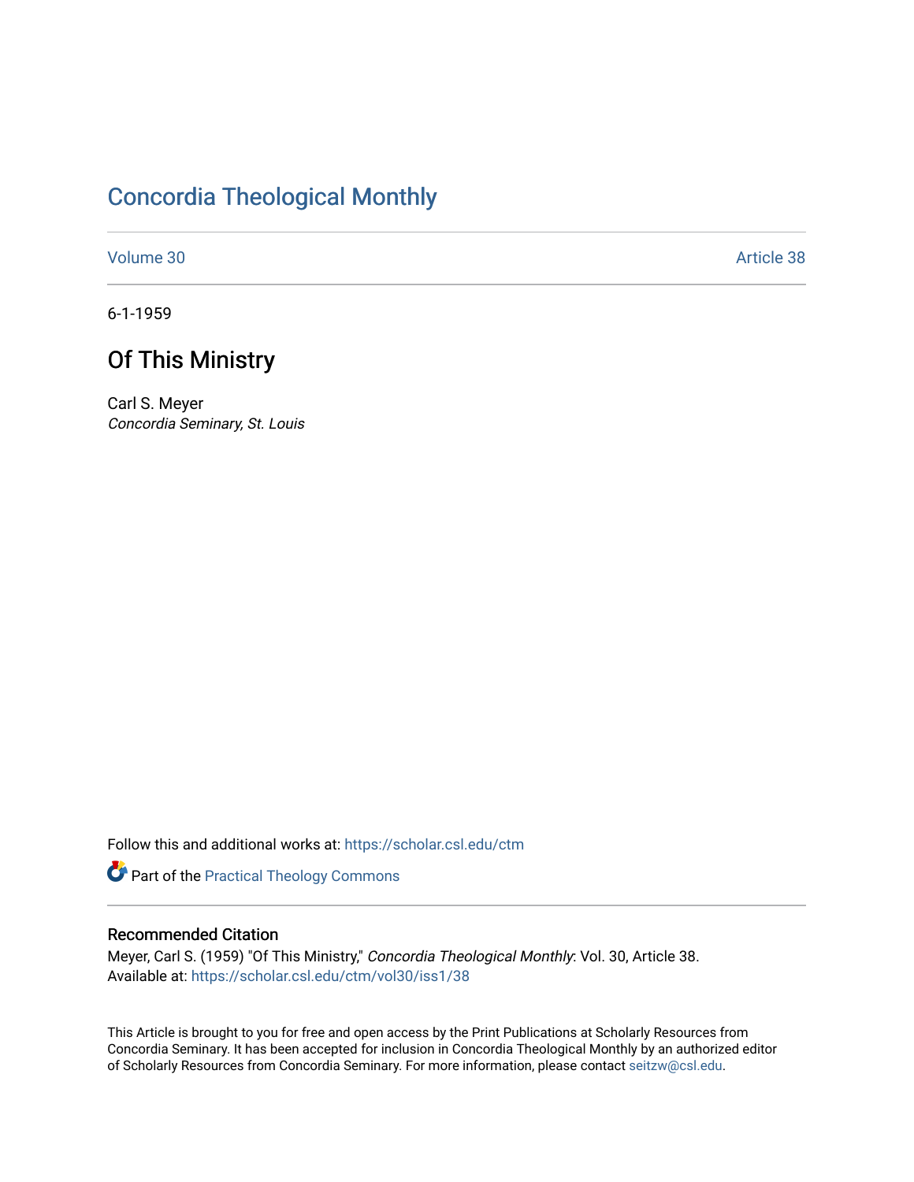# Concordia Theological Monthly

Volume 30 Article 38

6-1-1959

## Of This Ministry

Carl S. Meyer
*Concordia Seminary, St. Louis*

Follow this and additional works at: https://scholar.csl.edu/ctm

Part of the Practical Theology Commons

### Recommended Citation

Meyer, Carl S. (1959) "Of This Ministry," *Concordia Theological Monthly*: Vol. 30, Article 38.
Available at: https://scholar.csl.edu/ctm/vol30/iss1/38

This Article is brought to you for free and open access by the Print Publications at Scholarly Resources from Concordia Seminary. It has been accepted for inclusion in Concordia Theological Monthly by an authorized editor of Scholarly Resources from Concordia Seminary. For more information, please contact seitzw@csl.edu.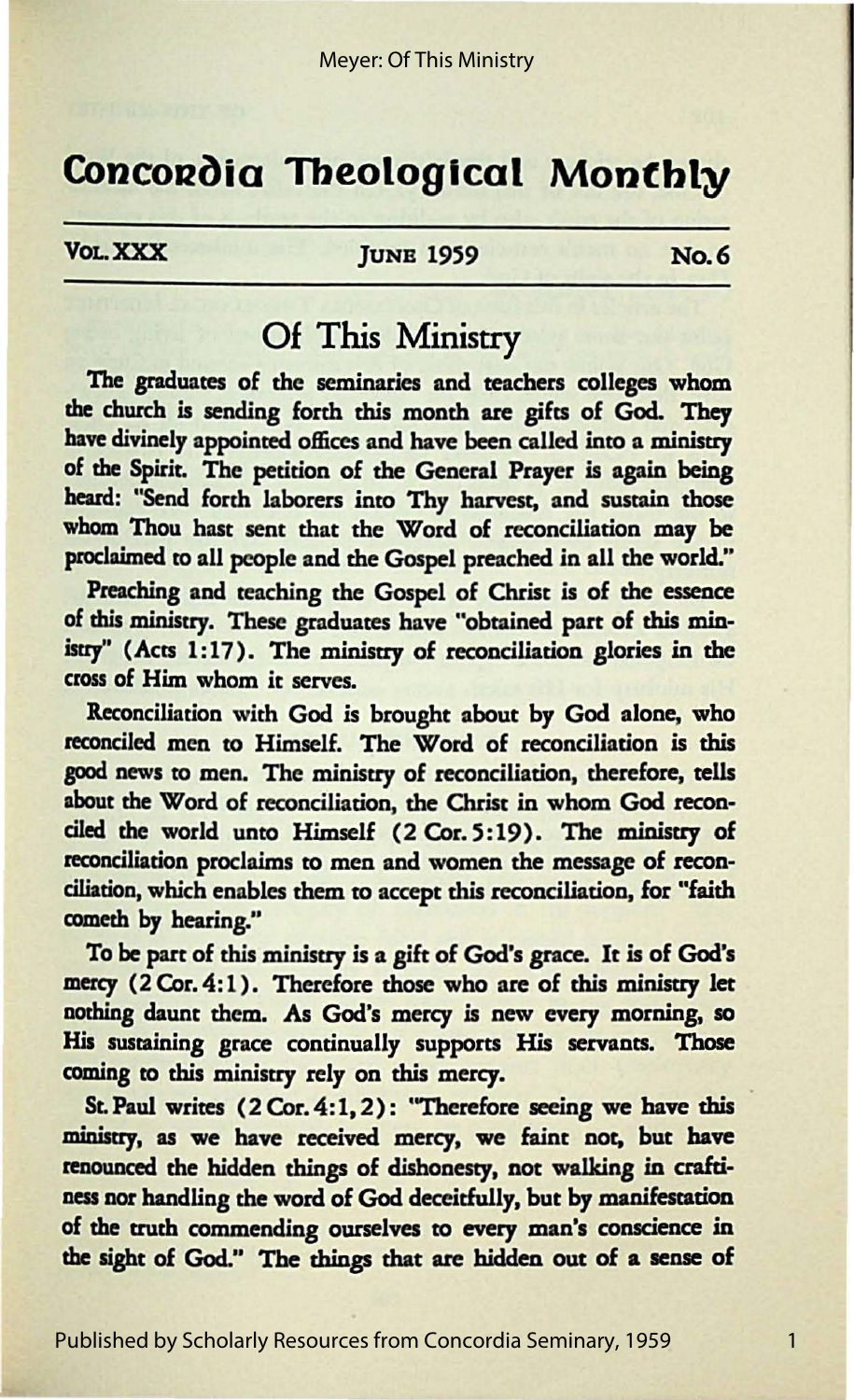# Concordia Theological Monthly

VOL. XXX — JUNE 1959 — No. 6

## Of This Ministry

The graduates of the seminaries and teachers colleges whom the church is sending forth this month are gifts of God. They have divinely appointed offices and have been called into a ministry of the Spirit. The petition of the General Prayer is again being heard: "Send forth laborers into Thy harvest, and sustain those whom Thou hast sent that the Word of reconciliation may be proclaimed to all people and the Gospel preached in all the world."

Preaching and teaching the Gospel of Christ is of the essence of this ministry. These graduates have "obtained part of this ministry" (Acts 1:17). The ministry of reconciliation glories in the cross of Him whom it serves.

Reconciliation with God is brought about by God alone, who reconciled men to Himself. The Word of reconciliation is this good news to men. The ministry of reconciliation, therefore, tells about the Word of reconciliation, the Christ in whom God reconciled the world unto Himself (2 Cor. 5:19). The ministry of reconciliation proclaims to men and women the message of reconciliation, which enables them to accept this reconciliation, for "faith cometh by hearing."

To be part of this ministry is a gift of God's grace. It is of God's mercy (2 Cor. 4:1). Therefore those who are of this ministry let nothing daunt them. As God's mercy is new every morning, so His sustaining grace continually supports His servants. Those coming to this ministry rely on this mercy.

St. Paul writes (2 Cor. 4:1, 2): "Therefore seeing we have this ministry, as we have received mercy, we faint not, but have renounced the hidden things of dishonesty, not walking in craftiness nor handling the word of God deceitfully, but by manifestation of the truth commending ourselves to every man's conscience in the sight of God." The things that are hidden out of a sense of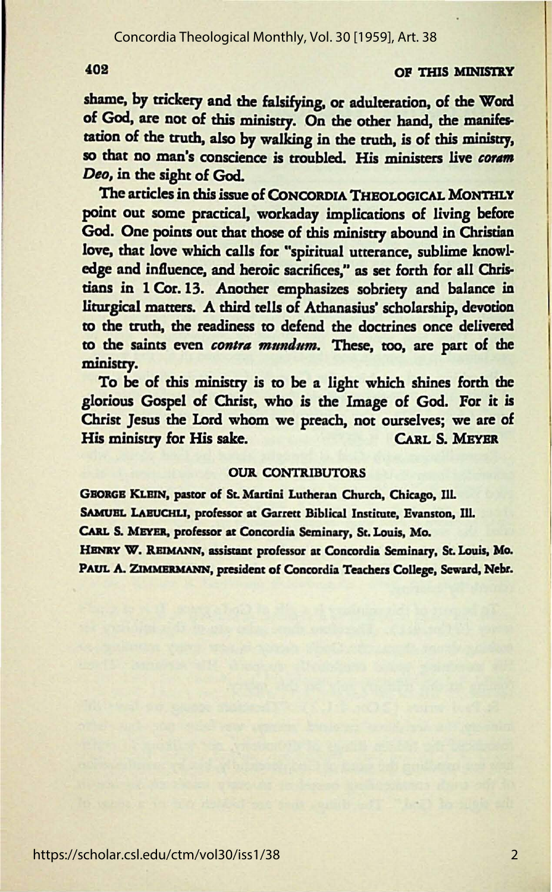shame, by trickery and the falsifying, or adulteration, of the Word of God, are not of this ministry. On the other hand, the manifestation of the truth, also by walking in the truth, is of this ministry, so that no man's conscience is troubled. His ministers live *coram Deo*, in the sight of God.

The articles in this issue of CONCORDIA THEOLOGICAL MONTHLY point out some practical, workaday implications of living before God. One points out that those of this ministry abound in Christian love, that love which calls for "spiritual utterance, sublime knowledge and influence, and heroic sacrifices," as set forth for all Christians in 1 Cor. 13. Another emphasizes sobriety and balance in liturgical matters. A third tells of Athanasius' scholarship, devotion to the truth, the readiness to defend the doctrines once delivered to the saints even *contra mundum*. These, too, are part of the ministry.

To be of this ministry is to be a light which shines forth the glorious Gospel of Christ, who is the Image of God. For it is Christ Jesus the Lord whom we preach, not ourselves; we are of His ministry for His sake.

CARL S. MEYER

## OUR CONTRIBUTORS

GEORGE KLEIN, pastor of St. Martini Lutheran Church, Chicago, Ill.

SAMUEL LAEUCHLI, professor at Garrett Biblical Institute, Evanston, Ill.

CARL S. MEYER, professor at Concordia Seminary, St. Louis, Mo.

HENRY W. REIMANN, assistant professor at Concordia Seminary, St. Louis, Mo.

PAUL A. ZIMMERMANN, president of Concordia Teachers College, Seward, Nebr.